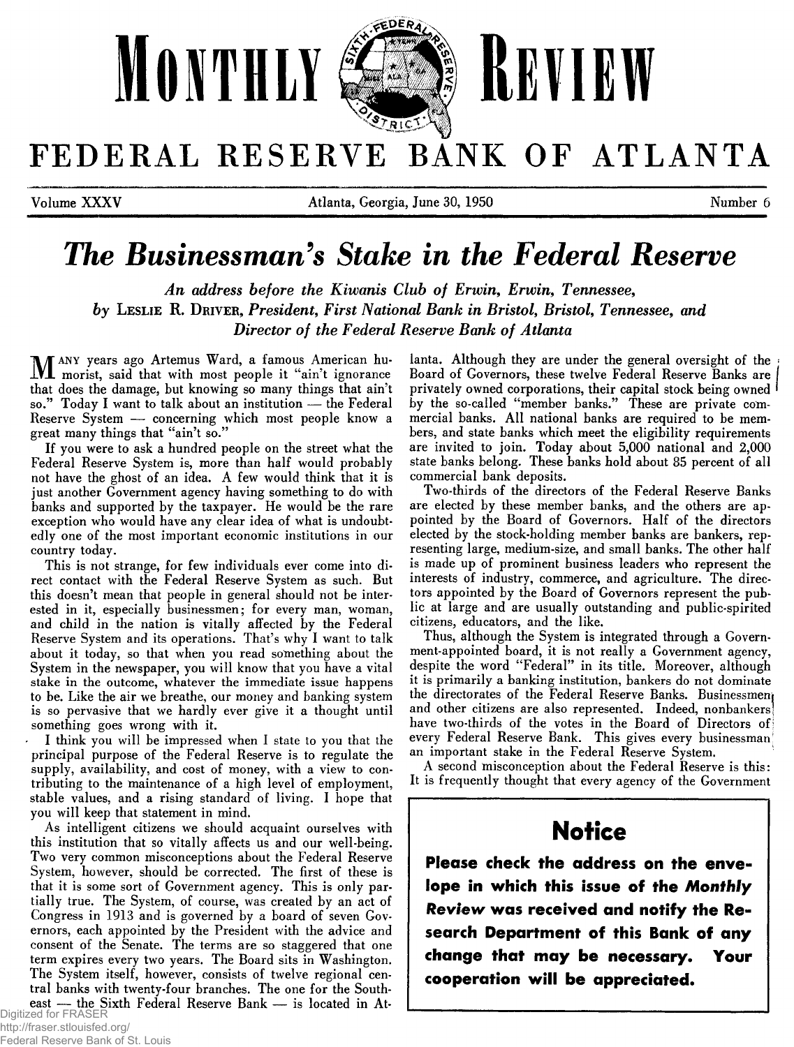# MONTHLY REVIEW

# FEDERAL RESERVE BANK OF ATLANTA

Volume XXXV — Atlanta, Georgia, June 30, 1950 — Number 6

## *The Businessman's Stake in the Federal Reserve*

***An address before the Kiwanis Club of Erwin, Erwin, Tennessee, by*** **LESLIE R. DRIVER,** ***President, First National Bank in Bristol, Bristol, Tennessee, and Director of the Federal Reserve Bank of Atlanta***

MANY years ago Artemus Ward, a famous American humorist, said that with most people it "ain't ignorance that does the damage, but knowing so many things that ain't so." Today I want to talk about an institution — the Federal Reserve System — concerning which most people know a great many things that "ain't so."

If you were to ask a hundred people on the street what the Federal Reserve System is, more than half would probably not have the ghost of an idea. A few would think that it is just another Government agency having something to do with banks and supported by the taxpayer. He would be the rare exception who would have any clear idea of what is undoubtedly one of the most important economic institutions in our country today.

This is not strange, for few individuals ever come into direct contact with the Federal Reserve System as such. But this doesn't mean that people in general should not be interested in it, especially businessmen; for every man, woman, and child in the nation is vitally affected by the Federal Reserve System and its operations. That's why I want to talk about it today, so that when you read something about the System in the newspaper, you will know that you have a vital stake in the outcome, whatever the immediate issue happens to be. Like the air we breathe, our money and banking system is so pervasive that we hardly ever give it a thought until something goes wrong with it.

I think you will be impressed when I state to you that the principal purpose of the Federal Reserve is to regulate the supply, availability, and cost of money, with a view to contributing to the maintenance of a high level of employment, stable values, and a rising standard of living. I hope that you will keep that statement in mind.

As intelligent citizens we should acquaint ourselves with this institution that so vitally affects us and our well-being. Two very common misconceptions about the Federal Reserve System, however, should be corrected. The first of these is that it is some sort of Government agency. This is only partially true. The System, of course, was created by an act of Congress in 1913 and is governed by a board of seven Governors, each appointed by the President with the advice and consent of the Senate. The terms are so staggered that one term expires every two years. The Board sits in Washington. The System itself, however, consists of twelve regional central banks with twenty-four branches. The one for the Southeast — the Sixth Federal Reserve Bank — is located in Atlanta. Although they are under the general oversight of the Board of Governors, these twelve Federal Reserve Banks are privately owned corporations, their capital stock being owned by the so-called "member banks." These are private commercial banks. All national banks are required to be members, and state banks which meet the eligibility requirements are invited to join. Today about 5,000 national and 2,000 state banks belong. These banks hold about 85 percent of all commercial bank deposits.

Two-thirds of the directors of the Federal Reserve Banks are elected by these member banks, and the others are appointed by the Board of Governors. Half of the directors elected by the stock-holding member banks are bankers, representing large, medium-size, and small banks. The other half is made up of prominent business leaders who represent the interests of industry, commerce, and agriculture. The directors appointed by the Board of Governors represent the public at large and are usually outstanding and public-spirited citizens, educators, and the like.

Thus, although the System is integrated through a Government-appointed board, it is not really a Government agency, despite the word "Federal" in its title. Moreover, although it is primarily a banking institution, bankers do not dominate the directorates of the Federal Reserve Banks. Businessmen and other citizens are also represented. Indeed, nonbankers have two-thirds of the votes in the Board of Directors of every Federal Reserve Bank. This gives every businessman an important stake in the Federal Reserve System.

A second misconception about the Federal Reserve is this: It is frequently thought that every agency of the Government

> ## Notice
>
> **Please check the address on the envelope in which this issue of the *Monthly Review* was received and notify the Research Department of this Bank of any change that may be necessary. Your cooperation will be appreciated.**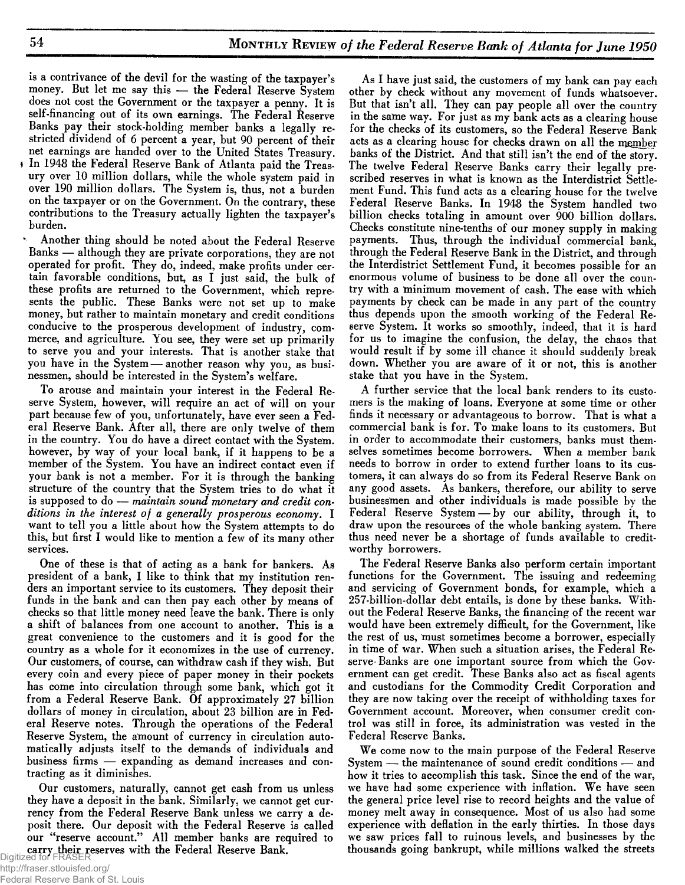is a contrivance of the devil for the wasting of the taxpayer's money. But let me say this — the Federal Reserve System does not cost the Government or the taxpayer a penny. It is self-financing out of its own earnings. The Federal Reserve Banks pay their stock-holding member banks a legally restricted dividend of 6 percent a year, but 90 percent of their net earnings are handed over to the United States Treasury. In 1948 the Federal Reserve Bank of Atlanta paid the Treasury over 10 million dollars, while the whole system paid in over 190 million dollars. The System is, thus, not a burden on the taxpayer or on the Government. On the contrary, these contributions to the Treasury actually lighten the taxpayer's burden.

Another thing should be noted about the Federal Reserve Banks — although they are private corporations, they are not operated for profit. They do, indeed, make profits under certain favorable conditions, but, as I just said, the bulk of these profits are returned to the Government, which represents the public. These Banks were not set up to make money, but rather to maintain monetary and credit conditions conducive to the prosperous development of industry, commerce, and agriculture. You see, they were set up primarily to serve you and your interests. That is another stake that you have in the System — another reason why you, as businessmen, should be interested in the System's welfare.

To arouse and maintain your interest in the Federal Reserve System, however, will require an act of will on your part because few of you, unfortunately, have ever seen a Federal Reserve Bank. After all, there are only twelve of them in the country. You do have a direct contact with the System, however, by way of your local bank, if it happens to be a member of the System. You have an indirect contact even if your bank is not a member. For it is through the banking structure of the country that the System tries to do what it is supposed to do — *maintain sound monetary and credit conditions in the interest of a generally prosperous economy.* I want to tell you a little about how the System attempts to do this, but first I would like to mention a few of its many other services.

One of these is that of acting as a bank for bankers. As president of a bank, I like to think that my institution renders an important service to its customers. They deposit their funds in the bank and can then pay each other by means of checks so that little money need leave the bank. There is only a shift of balances from one account to another. This is a great convenience to the customers and it is good for the country as a whole for it economizes in the use of currency. Our customers, of course, can withdraw cash if they wish. But every coin and every piece of paper money in their pockets has come into circulation through some bank, which got it from a Federal Reserve Bank. Of approximately 27 billion dollars of money in circulation, about 23 billion are in Federal Reserve notes. Through the operations of the Federal Reserve System, the amount of currency in circulation automatically adjusts itself to the demands of individuals and business firms — expanding as demand increases and contracting as it diminishes.

Our customers, naturally, cannot get cash from us unless they have a deposit in the bank. Similarly, we cannot get currency from the Federal Reserve Bank unless we carry a deposit there. Our deposit with the Federal Reserve is called our "reserve account." All member banks are required to carry their reserves with the Federal Reserve Bank.

As I have just said, the customers of my bank can pay each other by check without any movement of funds whatsoever. But that isn't all. They can pay people all over the country in the same way. For just as my bank acts as a clearing house for the checks of its customers, so the Federal Reserve Bank acts as a clearing house for checks drawn on all the member banks of the District. And that still isn't the end of the story. The twelve Federal Reserve Banks carry their legally prescribed reserves in what is known as the Interdistrict Settlement Fund. This fund acts as a clearing house for the twelve Federal Reserve Banks. In 1948 the System handled two billion checks totaling in amount over 900 billion dollars. Checks constitute nine-tenths of our money supply in making payments. Thus, through the individual commercial bank, through the Federal Reserve Bank in the District, and through the Interdistrict Settlement Fund, it becomes possible for an enormous volume of business to be done all over the country with a minimum movement of cash. The ease with which payments by check can be made in any part of the country thus depends upon the smooth working of the Federal Reserve System. It works so smoothly, indeed, that it is hard for us to imagine the confusion, the delay, the chaos that would result if by some ill chance it should suddenly break down. Whether you are aware of it or not, this is another stake that you have in the System.

A further service that the local bank renders to its customers is the making of loans. Everyone at some time or other finds it necessary or advantageous to borrow. That is what a commercial bank is for. To make loans to its customers. But in order to accommodate their customers, banks must themselves sometimes become borrowers. When a member bank needs to borrow in order to extend further loans to its customers, it can always do so from its Federal Reserve Bank on any good assets. As bankers, therefore, our ability to serve businessmen and other individuals is made possible by the Federal Reserve System — by our ability, through it, to draw upon the resources of the whole banking system. There thus need never be a shortage of funds available to credit-worthy borrowers.

The Federal Reserve Banks also perform certain important functions for the Government. The issuing and redeeming and servicing of Government bonds, for example, which a 257-billion-dollar debt entails, is done by these banks. Without the Federal Reserve Banks, the financing of the recent war would have been extremely difficult, for the Government, like the rest of us, must sometimes become a borrower, especially in time of war. When such a situation arises, the Federal Reserve Banks are one important source from which the Government can get credit. These Banks also act as fiscal agents and custodians for the Commodity Credit Corporation and they are now taking over the receipt of withholding taxes for Government account. Moreover, when consumer credit control was still in force, its administration was vested in the Federal Reserve Banks.

We come now to the main purpose of the Federal Reserve System — the maintenance of sound credit conditions — and how it tries to accomplish this task. Since the end of the war, we have had some experience with inflation. We have seen the general price level rise to record heights and the value of money melt away in consequence. Most of us also had some experience with deflation in the early thirties. In those days we saw prices fall to ruinous levels, and businesses by the thousands going bankrupt, while millions walked the streets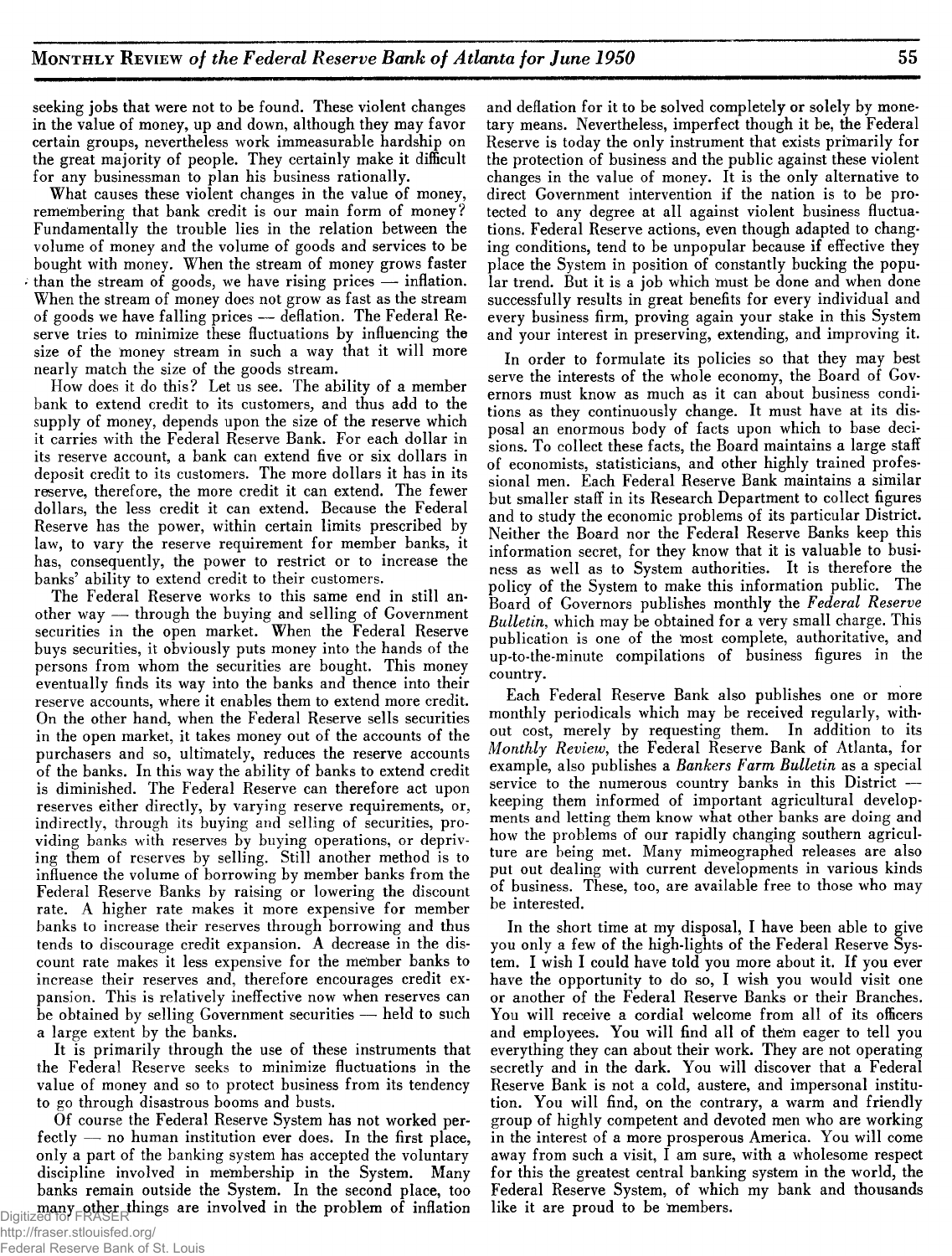seeking jobs that were not to be found. These violent changes in the value of money, up and down, although they may favor certain groups, nevertheless work immeasurable hardship on the great majority of people. They certainly make it difficult for any businessman to plan his business rationally.

What causes these violent changes in the value of money, remembering that bank credit is our main form of money? Fundamentally the trouble lies in the relation between the volume of money and the volume of goods and services to be bought with money. When the stream of money grows faster than the stream of goods, we have rising prices — inflation. When the stream of money does not grow as fast as the stream of goods we have falling prices — deflation. The Federal Reserve tries to minimize these fluctuations by influencing the size of the money stream in such a way that it will more nearly match the size of the goods stream.

How does it do this? Let us see. The ability of a member bank to extend credit to its customers, and thus add to the supply of money, depends upon the size of the reserve which it carries with the Federal Reserve Bank. For each dollar in its reserve account, a bank can extend five or six dollars in deposit credit to its customers. The more dollars it has in its reserve, therefore, the more credit it can extend. The fewer dollars, the less credit it can extend. Because the Federal Reserve has the power, within certain limits prescribed by law, to vary the reserve requirement for member banks, it has, consequently, the power to restrict or to increase the banks' ability to extend credit to their customers.

The Federal Reserve works to this same end in still another way — through the buying and selling of Government securities in the open market. When the Federal Reserve buys securities, it obviously puts money into the hands of the persons from whom the securities are bought. This money eventually finds its way into the banks and thence into their reserve accounts, where it enables them to extend more credit. On the other hand, when the Federal Reserve sells securities in the open market, it takes money out of the accounts of the purchasers and so, ultimately, reduces the reserve accounts of the banks. In this way the ability of banks to extend credit is diminished. The Federal Reserve can therefore act upon reserves either directly, by varying reserve requirements, or, indirectly, through its buying and selling of securities, providing banks with reserves by buying operations, or depriving them of reserves by selling. Still another method is to influence the volume of borrowing by member banks from the Federal Reserve Banks by raising or lowering the discount rate. A higher rate makes it more expensive for member banks to increase their reserves through borrowing and thus tends to discourage credit expansion. A decrease in the discount rate makes it less expensive for the member banks to increase their reserves and, therefore encourages credit expansion. This is relatively ineffective now when reserves can be obtained by selling Government securities — held to such a large extent by the banks.

It is primarily through the use of these instruments that the Federal Reserve seeks to minimize fluctuations in the value of money and so to protect business from its tendency to go through disastrous booms and busts.

Of course the Federal Reserve System has not worked perfectly — no human institution ever does. In the first place, only a part of the banking system has accepted the voluntary discipline involved in membership in the System. Many banks remain outside the System. In the second place, too many other things are involved in the problem of inflation and deflation for it to be solved completely or solely by monetary means. Nevertheless, imperfect though it be, the Federal Reserve is today the only instrument that exists primarily for the protection of business and the public against these violent changes in the value of money. It is the only alternative to direct Government intervention if the nation is to be protected to any degree at all against violent business fluctuations. Federal Reserve actions, even though adapted to changing conditions, tend to be unpopular because if effective they place the System in position of constantly bucking the popular trend. But it is a job which must be done and when done successfully results in great benefits for every individual and every business firm, proving again your stake in this System and your interest in preserving, extending, and improving it.

In order to formulate its policies so that they may best serve the interests of the whole economy, the Board of Governors must know as much as it can about business conditions as they continuously change. It must have at its disposal an enormous body of facts upon which to base decisions. To collect these facts, the Board maintains a large staff of economists, statisticians, and other highly trained professional men. Each Federal Reserve Bank maintains a similar but smaller staff in its Research Department to collect figures and to study the economic problems of its particular District. Neither the Board nor the Federal Reserve Banks keep this information secret, for they know that it is valuable to business as well as to System authorities. It is therefore the policy of the System to make this information public. The Board of Governors publishes monthly the *Federal Reserve Bulletin*, which may be obtained for a very small charge. This publication is one of the most complete, authoritative, and up-to-the-minute compilations of business figures in the country.

Each Federal Reserve Bank also publishes one or more monthly periodicals which may be received regularly, without cost, merely by requesting them. In addition to its *Monthly Review*, the Federal Reserve Bank of Atlanta, for example, also publishes a *Bankers Farm Bulletin* as a special service to the numerous country banks in this District — keeping them informed of important agricultural developments and letting them know what other banks are doing and how the problems of our rapidly changing southern agriculture are being met. Many mimeographed releases are also put out dealing with current developments in various kinds of business. These, too, are available free to those who may be interested.

In the short time at my disposal, I have been able to give you only a few of the high-lights of the Federal Reserve System. I wish I could have told you more about it. If you ever have the opportunity to do so, I wish you would visit one or another of the Federal Reserve Banks or their Branches. You will receive a cordial welcome from all of its officers and employees. You will find all of them eager to tell you everything they can about their work. They are not operating secretly and in the dark. You will discover that a Federal Reserve Bank is not a cold, austere, and impersonal institution. You will find, on the contrary, a warm and friendly group of highly competent and devoted men who are working in the interest of a more prosperous America. You will come away from such a visit, I am sure, with a wholesome respect for this the greatest central banking system in the world, the Federal Reserve System, of which my bank and thousands like it are proud to be members.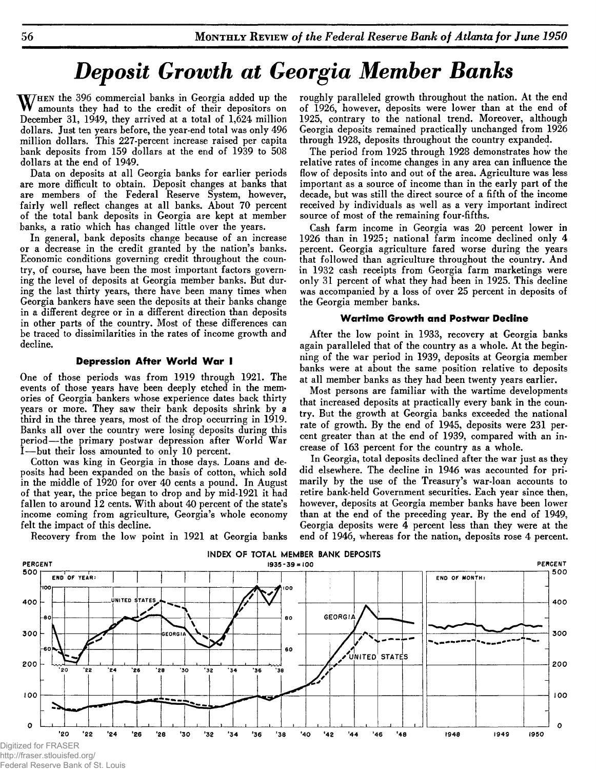# *Deposit Growth at Georgia Member Banks*

When the 396 commercial banks in Georgia added up the amounts they had to the credit of their depositors on December 31, 1949, they arrived at a total of 1,624 million dollars. Just ten years before, the year-end total was only 496 million dollars. This 227-percent increase raised per capita bank deposits from 159 dollars at the end of 1939 to 508 dollars at the end of 1949.

Data on deposits at all Georgia banks for earlier periods are more difficult to obtain. Deposit changes at banks that are members of the Federal Reserve System, however, fairly well reflect changes at all banks. About 70 percent of the total bank deposits in Georgia are kept at member banks, a ratio which has changed little over the years.

In general, bank deposits change because of an increase or a decrease in the credit granted by the nation's banks. Economic conditions governing credit throughout the country, of course, have been the most important factors governing the level of deposits at Georgia member banks. But during the last thirty years, there have been many times when Georgia bankers have seen the deposits at their banks change in a different degree or in a different direction than deposits in other parts of the country. Most of these differences can be traced to dissimilarities in the rates of income growth and decline.

### Depression After World War I

One of those periods was from 1919 through 1921. The events of those years have been deeply etched in the memories of Georgia bankers whose experience dates back thirty years or more. They saw their bank deposits shrink by a third in the three years, most of the drop occurring in 1919. Banks all over the country were losing deposits during this period—the primary postwar depression after World War I—but their loss amounted to only 10 percent.

Cotton was king in Georgia in those days. Loans and deposits had been expanded on the basis of cotton, which sold in the middle of 1920 for over 40 cents a pound. In August of that year, the price began to drop and by mid-1921 it had fallen to around 12 cents. With about 40 percent of the state's income coming from agriculture, Georgia's whole economy felt the impact of this decline.

Recovery from the low point in 1921 at Georgia banks roughly paralleled growth throughout the nation. At the end of 1926, however, deposits were lower than at the end of 1925, contrary to the national trend. Moreover, although Georgia deposits remained practically unchanged from 1926 through 1928, deposits throughout the country expanded.

The period from 1925 through 1928 demonstrates how the relative rates of income changes in any area can influence the flow of deposits into and out of the area. Agriculture was less important as a source of income than in the early part of the decade, but was still the direct source of a fifth of the income received by individuals as well as a very important indirect source of most of the remaining four-fifths.

Cash farm income in Georgia was 20 percent lower in 1926 than in 1925; national farm income declined only 4 percent. Georgia agriculture fared worse during the years that followed than agriculture throughout the country. And in 1932 cash receipts from Georgia farm marketings were only 31 percent of what they had been in 1925. This decline was accompanied by a loss of over 25 percent in deposits of the Georgia member banks.

### Wartime Growth and Postwar Decline

After the low point in 1933, recovery at Georgia banks again paralleled that of the country as a whole. At the beginning of the war period in 1939, deposits at Georgia member banks were at about the same position relative to deposits at all member banks as they had been twenty years earlier.

Most persons are familiar with the wartime developments that increased deposits at practically every bank in the country. But the growth at Georgia banks exceeded the national rate of growth. By the end of 1945, deposits were 231 percent greater than at the end of 1939, compared with an increase of 163 percent for the country as a whole.

In Georgia, total deposits declined after the war just as they did elsewhere. The decline in 1946 was accounted for primarily by the use of the Treasury's war-loan accounts to retire bank-held Government securities. Each year since then, however, deposits at Georgia member banks have been lower than at the end of the preceding year. By the end of 1949, Georgia deposits were 4 percent less than they were at the end of 1946, whereas for the nation, deposits rose 4 percent.

INDEX OF TOTAL MEMBER BANK DEPOSITS
1935-39 = 100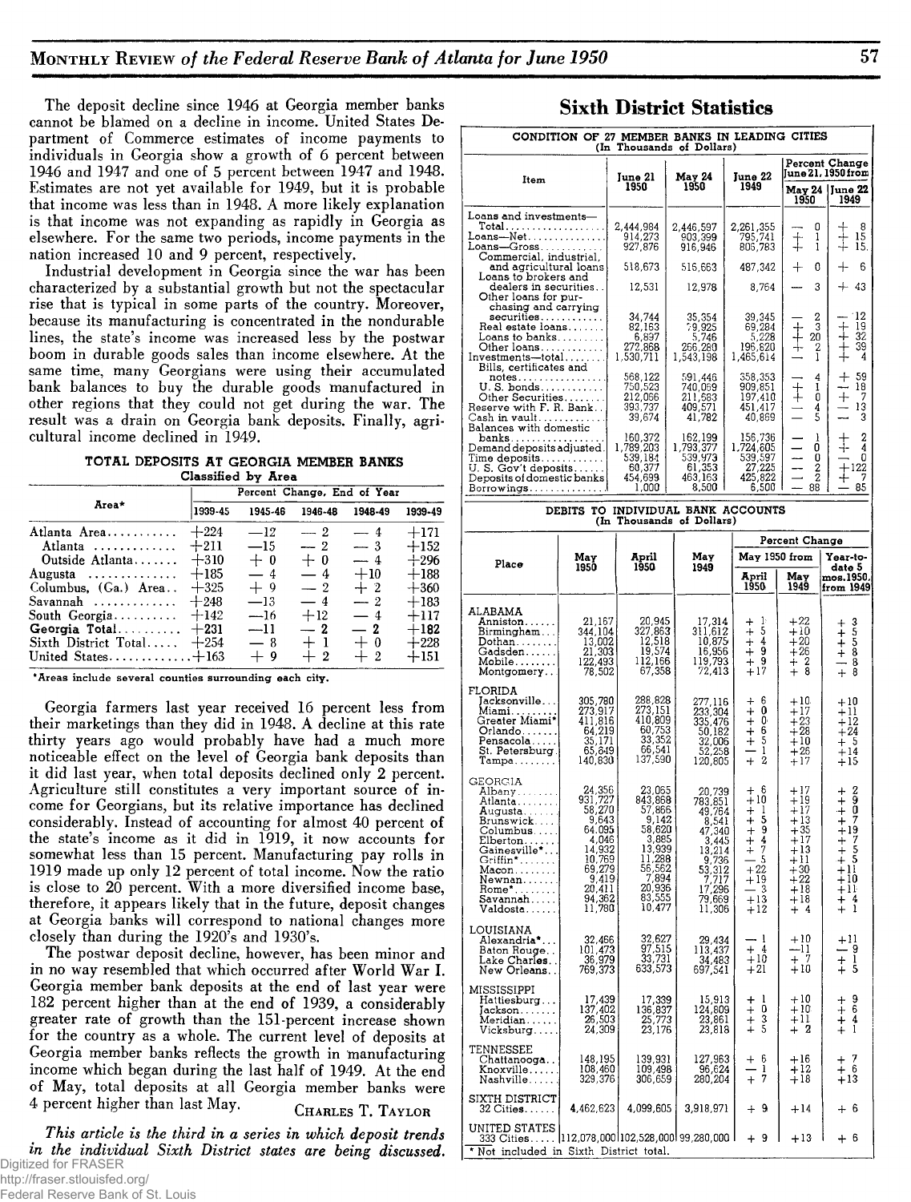The deposit decline since 1946 at Georgia member banks cannot be blamed on a decline in income. United States Department of Commerce estimates of income payments to individuals in Georgia show a growth of 6 percent between 1946 and 1947 and one of 5 percent between 1947 and 1948. Estimates are not yet available for 1949, but it is probable that income was less than in 1948. A more likely explanation is that income was not expanding as rapidly in Georgia as elsewhere. For the same two periods, income payments in the nation increased 10 and 9 percent, respectively.

Industrial development in Georgia since the war has been characterized by a substantial growth but not the spectacular rise that is typical in some parts of the country. Moreover, because its manufacturing is concentrated in the nondurable lines, the state's income was increased less by the postwar boom in durable goods sales than income elsewhere. At the same time, many Georgians were using their accumulated bank balances to buy the durable goods manufactured in other regions that they could not get during the war. The result was a drain on Georgia bank deposits. Finally, agricultural income declined in 1949.

**TOTAL DEPOSITS AT GEORGIA MEMBER BANKS**
**Classified by Area**

| Area* | Percent Change, End of Year | | | | |
|---|---|---|---|---|---|
| | 1939-45 | 1945-46 | 1946-48 | 1948-49 | 1939-49 |
| Atlanta Area | +224 | −12 | − 2 | − 4 | +171 |
| Atlanta | +211 | −15 | − 2 | − 3 | +152 |
| Outside Atlanta | +310 | + 0 | + 0 | − 4 | +296 |
| Augusta | +185 | − 4 | − 4 | +10 | +188 |
| Columbus, (Ga.) Area | +325 | + 9 | − 2 | + 2 | +360 |
| Savannah | +248 | −13 | − 4 | − 2 | +183 |
| South Georgia | +142 | −16 | +12 | − 4 | +117 |
| **Georgia Total** | **+231** | **−11** | **− 2** | **− 2** | **+182** |
| Sixth District Total | +254 | − 8 | + 1 | + 0 | +228 |
| United States | +163 | + 9 | + 2 | + 2 | +151 |

*Areas include several counties surrounding each city.

Georgia farmers last year received 16 percent less from their marketings than they did in 1948. A decline at this rate thirty years ago would probably have had a much more noticeable effect on the level of Georgia bank deposits than it did last year, when total deposits declined only 2 percent. Agriculture still constitutes a very important source of income for Georgians, but its relative importance has declined considerably. Instead of accounting for almost 40 percent of the state's income as it did in 1919, it now accounts for somewhat less than 15 percent. Manufacturing pay rolls in 1919 made up only 12 percent of total income. Now the ratio is close to 20 percent. With a more diversified income base, therefore, it appears likely that in the future, deposit changes at Georgia banks will correspond to national changes more closely than during the 1920's and 1930's.

The postwar deposit decline, however, has been minor and in no way resembled that which occurred after World War I. Georgia member bank deposits at the end of last year were 182 percent higher than at the end of 1939, a considerably greater rate of growth than the 151-percent increase shown for the country as a whole. The current level of deposits at Georgia member banks reflects the growth in manufacturing income which began during the last half of 1949. At the end of May, total deposits at all Georgia member banks were 4 percent higher than last May.

CHARLES T. TAYLOR

*This article is the third in a series in which deposit trends in the individual Sixth District states are being discussed.*

## Sixth District Statistics

**CONDITION OF 27 MEMBER BANKS IN LEADING CITIES**
(In Thousands of Dollars)

| Item | June 21 1950 | May 24 1950 | June 22 1949 | Percent Change June 21, 1950 from May 24 1950 | June 22 1949 |
|---|---|---|---|---|---|
| Loans and investments— Total | 2,444,984 | 2,446,597 | 2,261,355 | − 0 | + 8 |
| Loans—Net | 914,273 | 903,399 | 795,741 | + 1 | + 15 |
| Loans—Gross | 927,876 | 916,946 | 805,783 | + 1 | + 15 |
| Commercial, industrial, and agricultural loans | 518,673 | 516,663 | 487,342 | + 0 | + 6 |
| Loans to brokers and dealers in securities | 12,531 | 12,978 | 8,764 | − 3 | + 43 |
| Other loans for purchasing and carrying securities | 34,744 | 35,354 | 39,345 | − 2 | − 12 |
| Real estate loans | 82,153 | 79,925 | 69,284 | + 3 | + 19 |
| Loans to banks | 6,897 | 5,746 | 5,228 | + 20 | + 32 |
| Other loans | 272,858 | 266,280 | 195,620 | + 2 | + 39 |
| Investments—total | 1,530,711 | 1,543,198 | 1,465,614 | − 1 | + 4 |
| Bills, certificates and notes | 568,122 | 591,446 | 358,353 | − 4 | + 59 |
| U. S. bonds | 750,523 | 740,069 | 909,851 | + 1 | − 18 |
| Other Securities | 212,066 | 211,683 | 197,410 | + 0 | + 7 |
| Reserve with F. R. Bank | 393,737 | 409,571 | 451,417 | − 4 | − 13 |
| Cash in vault | 39,674 | 41,782 | 40,869 | − 5 | − 3 |
| Balances with domestic banks | 160,372 | 162,199 | 156,736 | − 1 | + 2 |
| Demand deposits adjusted | 1,789,203 | 1,793,377 | 1,724,605 | − 0 | + 4 |
| Time deposits | 539,184 | 539,973 | 539,597 | − 0 | − 0 |
| U. S. Gov't deposits | 60,377 | 61,353 | 27,225 | − 2 | +122 |
| Deposits of domestic banks | 454,699 | 463,163 | 425,822 | − 2 | + 7 |
| Borrowings | 1,000 | 8,500 | 6,500 | − 88 | − 85 |

**DEBITS TO INDIVIDUAL BANK ACCOUNTS**
(In Thousands of Dollars)

| Place | May 1950 | April 1950 | May 1949 | Percent Change May 1950 from April 1950 | May 1949 | Year-to-date 5 mos.1950, from 1949 |
|---|---|---|---|---|---|---|
| **ALABAMA** | | | | | | |
| Anniston | 21,167 | 20,945 | 17,314 | + 1 | +22 | + 3 |
| Birmingham | 344,104 | 327,863 | 311,612 | + 5 | +10 | + 5 |
| Dothan | 13,002 | 12,518 | 10,875 | + 4 | +20 | + 5 |
| Gadsden | 21,303 | 19,574 | 16,956 | + 9 | +26 | + 8 |
| Mobile | 122,493 | 112,166 | 119,793 | + 9 | + 2 | − 8 |
| Montgomery | 78,502 | 67,358 | 72,413 | +17 | + 8 | + 8 |
| **FLORIDA** | | | | | | |
| Jacksonville | 305,780 | 288,828 | 277,116 | + 6 | +10 | +10 |
| Miami | 273,917 | 273,151 | 233,304 | + 0 | +17 | +11 |
| Greater Miami* | 411,816 | 410,809 | 335,476 | + 0 | +23 | +12 |
| Orlando | 64,219 | 60,753 | 50,182 | + 6 | +28 | +24 |
| Pensacola | 35,171 | 33,352 | 32,006 | + 5 | +10 | + 5 |
| St. Petersburg | 65,849 | 66,541 | 52,258 | − 1 | +26 | +14 |
| Tampa | 140,630 | 137,590 | 120,805 | + 2 | +17 | +15 |
| **GEORGIA** | | | | | | |
| Albany | 24,356 | 23,065 | 20,739 | + 6 | +17 | + 2 |
| Atlanta | 931,727 | 843,868 | 783,851 | +10 | +19 | + 9 |
| Augusta | 58,270 | 57,866 | 49,764 | + 1 | +17 | + 0 |
| Brunswick | 9,643 | 9,142 | 8,541 | + 5 | +13 | + 7 |
| Columbus | 64,095 | 58,620 | 47,340 | + 9 | +35 | +19 |
| Elberton | 4,046 | 3,885 | 3,445 | + 4 | +17 | + 7 |
| Gainesville* | 14,932 | 13,939 | 13,214 | + 7 | +13 | + 5 |
| Griffin* | 10,769 | 11,288 | 9,736 | − 5 | +11 | + 5 |
| Macon | 69,279 | 56,562 | 53,312 | +22 | +30 | +11 |
| Newnan | 9,419 | 7,894 | 7,717 | +19 | +22 | +10 |
| Rome* | 20,411 | 20,936 | 17,296 | − 3 | +18 | +11 |
| Savannah | 94,362 | 83,555 | 79,669 | +13 | +18 | + 4 |
| Valdosta | 11,780 | 10,477 | 11,306 | +12 | + 4 | + 1 |
| **LOUISIANA** | | | | | | |
| Alexandria* | 32,466 | 32,627 | 29,434 | − 1 | +10 | +11 |
| Baton Rouge | 101,473 | 97,515 | 113,437 | + 4 | −11 | − 9 |
| Lake Charles | 36,979 | 33,731 | 34,483 | +10 | + 7 | + 1 |
| New Orleans | 769,373 | 633,573 | 697,541 | +21 | +10 | + 5 |
| **MISSISSIPPI** | | | | | | |
| Hattiesburg | 17,439 | 17,339 | 15,913 | + 1 | +10 | + 9 |
| Jackson | 137,402 | 136,837 | 124,809 | + 0 | +10 | + 6 |
| Meridian | 26,503 | 25,773 | 23,861 | + 3 | +11 | + 4 |
| Vicksburg | 24,309 | 23,176 | 23,818 | + 5 | + 2 | + 1 |
| **TENNESSEE** | | | | | | |
| Chattanooga | 148,195 | 139,931 | 127,963 | + 6 | +16 | + 7 |
| Knoxville | 108,460 | 109,498 | 96,624 | − 1 | +12 | + 6 |
| Nashville | 329,376 | 306,659 | 280,204 | + 7 | +18 | +13 |
| **SIXTH DISTRICT** 32 Cities | 4,462,623 | 4,099,605 | 3,918,971 | + 9 | +14 | + 6 |
| **UNITED STATES** 333 Cities | 112,078,000 | 102,528,000 | 99,280,000 | + 9 | +13 | + 6 |

* Not included in Sixth District total.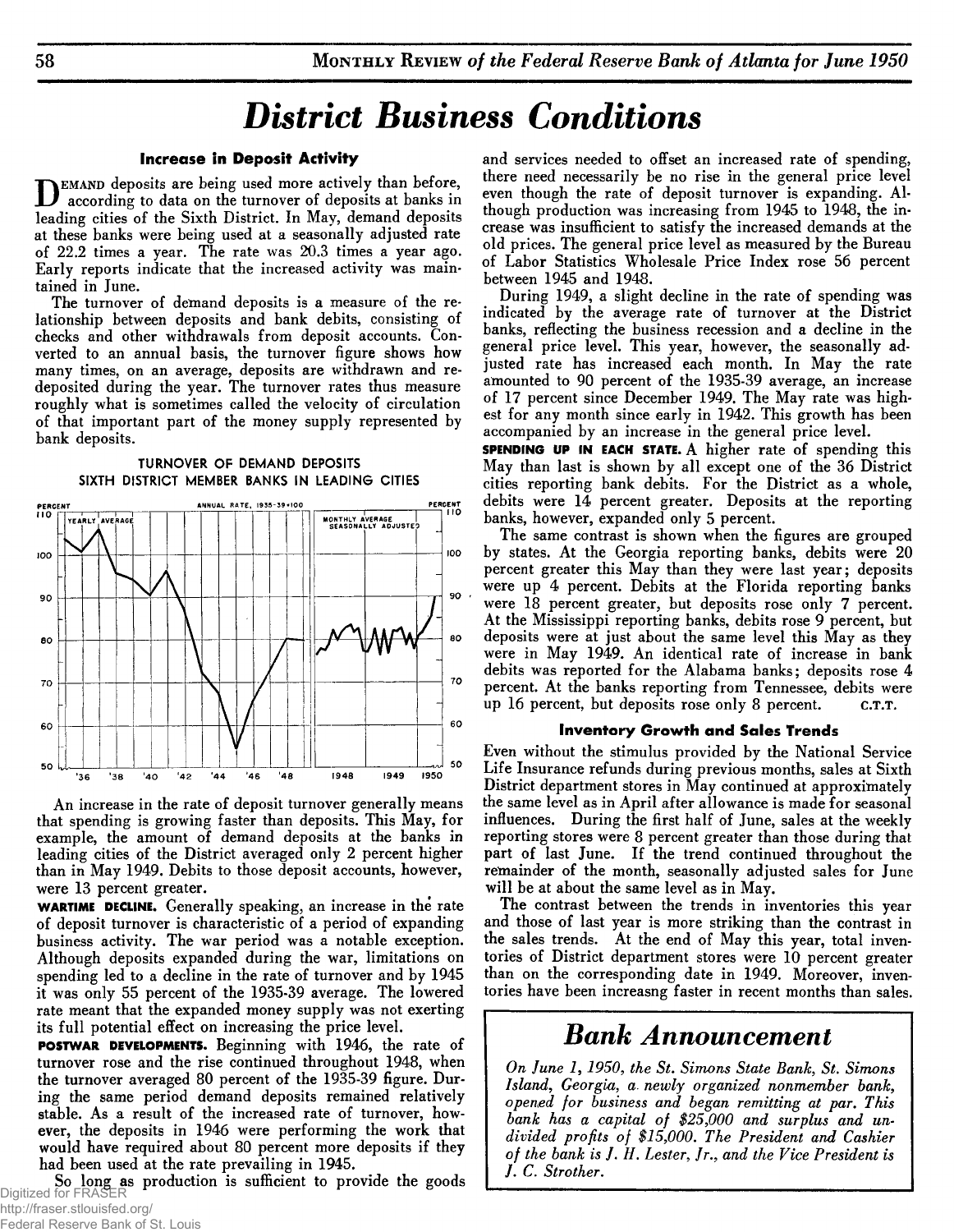# District Business Conditions

### Increase in Deposit Activity

Demand deposits are being used more actively than before, according to data on the turnover of deposits at banks in leading cities of the Sixth District. In May, demand deposits at these banks were being used at a seasonally adjusted rate of 22.2 times a year. The rate was 20.3 times a year ago. Early reports indicate that the increased activity was maintained in June.

The turnover of demand deposits is a measure of the relationship between deposits and bank debits, consisting of checks and other withdrawals from deposit accounts. Converted to an annual basis, the turnover figure shows how many times, on an average, deposits are withdrawn and redeposited during the year. The turnover rates thus measure roughly what is sometimes called the velocity of circulation of that important part of the money supply represented by bank deposits.

TURNOVER OF DEMAND DEPOSITS
SIXTH DISTRICT MEMBER BANKS IN LEADING CITIES

An increase in the rate of deposit turnover generally means that spending is growing faster than deposits. This May, for example, the amount of demand deposits at the banks in leading cities of the District averaged only 2 percent higher than in May 1949. Debits to those deposit accounts, however, were 13 percent greater.

**WARTIME DECLINE.** Generally speaking, an increase in the rate of deposit turnover is characteristic of a period of expanding business activity. The war period was a notable exception. Although deposits expanded during the war, limitations on spending led to a decline in the rate of turnover and by 1945 it was only 55 percent of the 1935-39 average. The lowered rate meant that the expanded money supply was not exerting its full potential effect on increasing the price level.

**POSTWAR DEVELOPMENTS.** Beginning with 1946, the rate of turnover rose and the rise continued throughout 1948, when the turnover averaged 80 percent of the 1935-39 figure. During the same period demand deposits remained relatively stable. As a result of the increased rate of turnover, however, the deposits in 1946 were performing the work that would have required about 80 percent more deposits if they had been used at the rate prevailing in 1945.

So long as production is sufficient to provide the goods and services needed to offset an increased rate of spending, there need necessarily be no rise in the general price level even though the rate of deposit turnover is expanding. Although production was increasing from 1945 to 1948, the increase was insufficient to satisfy the increased demands at the old prices. The general price level as measured by the Bureau of Labor Statistics Wholesale Price Index rose 56 percent between 1945 and 1948.

During 1949, a slight decline in the rate of spending was indicated by the average rate of turnover at the District banks, reflecting the business recession and a decline in the general price level. This year, however, the seasonally adjusted rate has increased each month. In May the rate amounted to 90 percent of the 1935-39 average, an increase of 17 percent since December 1949. The May rate was highest for any month since early in 1942. This growth has been accompanied by an increase in the general price level.

**SPENDING UP IN EACH STATE.** A higher rate of spending this May than last is shown by all except one of the 36 District cities reporting bank debits. For the District as a whole, debits were 14 percent greater. Deposits at the reporting banks, however, expanded only 5 percent.

The same contrast is shown when the figures are grouped by states. At the Georgia reporting banks, debits were 20 percent greater this May than they were last year; deposits were up 4 percent. Debits at the Florida reporting banks were 18 percent greater, but deposits rose only 7 percent. At the Mississippi reporting banks, debits rose 9 percent, but deposits were at just about the same level this May as they were in May 1949. An identical rate of increase in bank debits was reported for the Alabama banks; deposits rose 4 percent. At the banks reporting from Tennessee, debits were up 16 percent, but deposits rose only 8 percent. C.T.T.

### Inventory Growth and Sales Trends

Even without the stimulus provided by the National Service Life Insurance refunds during previous months, sales at Sixth District department stores in May continued at approximately the same level as in April after allowance is made for seasonal influences. During the first half of June, sales at the weekly reporting stores were 8 percent greater than those during that part of last June. If the trend continued throughout the remainder of the month, seasonally adjusted sales for June will be at about the same level as in May.

The contrast between the trends in inventories this year and those of last year is more striking than the contrast in the sales trends. At the end of May this year, total inventories of District department stores were 10 percent greater than on the corresponding date in 1949. Moreover, inventories have been increasng faster in recent months than sales.

## Bank Announcement

*On June 1, 1950, the St. Simons State Bank, St. Simons Island, Georgia, a newly organized nonmember bank, opened for business and began remitting at par. This bank has a capital of $25,000 and surplus and undivided profits of $15,000. The President and Cashier of the bank is J. H. Lester, Jr., and the Vice President is J. C. Strother.*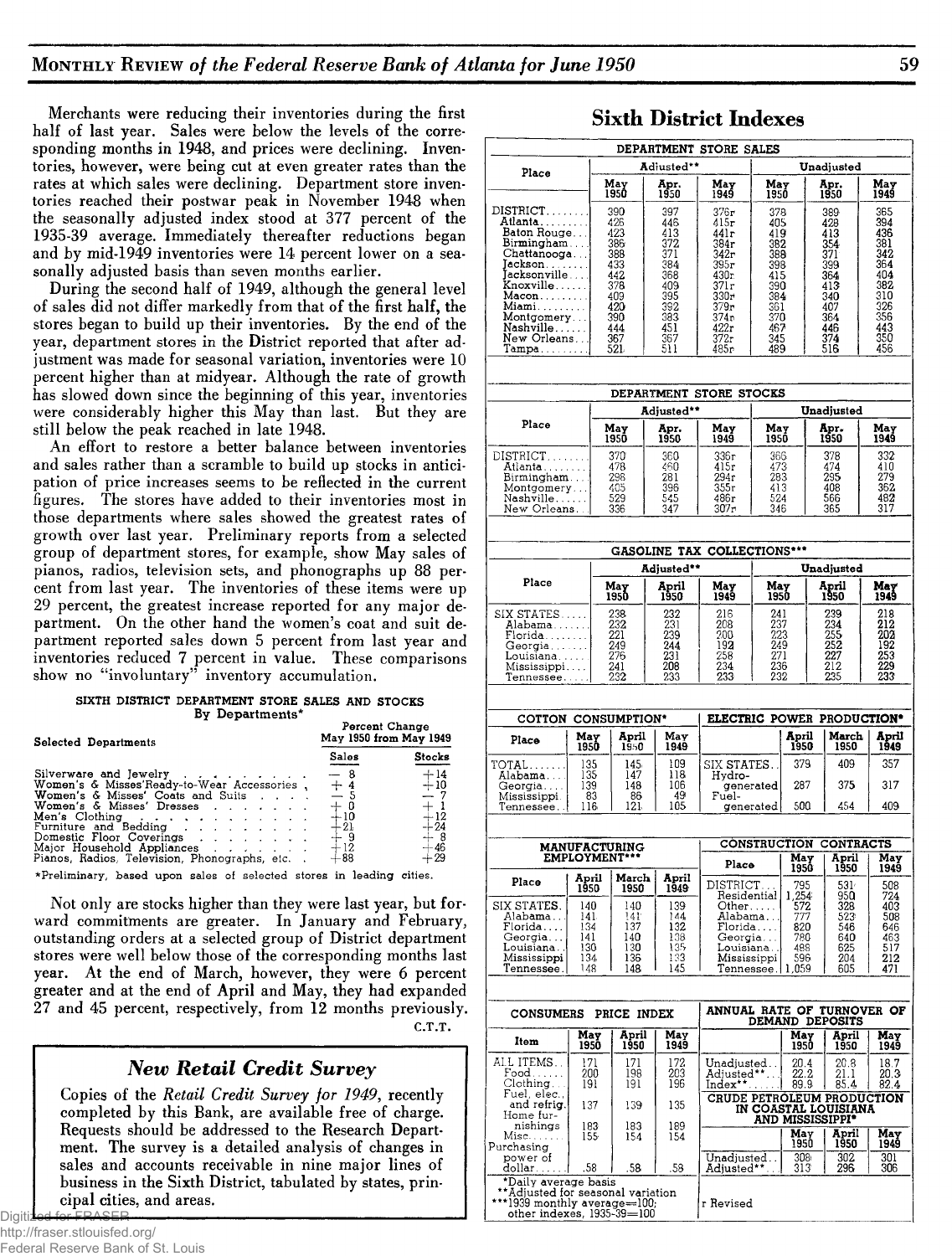Merchants were reducing their inventories during the first half of last year. Sales were below the levels of the corresponding months in 1948, and prices were declining. Inventories, however, were being cut at even greater rates than the rates at which sales were declining. Department store inventories reached their postwar peak in November 1948 when the seasonally adjusted index stood at 377 percent of the 1935-39 average. Immediately thereafter reductions began and by mid-1949 inventories were 14 percent lower on a seasonally adjusted basis than seven months earlier.

During the second half of 1949, although the general level of sales did not differ markedly from that of the first half, the stores began to build up their inventories. By the end of the year, department stores in the District reported that after adjustment was made for seasonal variation, inventories were 10 percent higher than at midyear. Although the rate of growth has slowed down since the beginning of this year, inventories were considerably higher this May than last. But they are still below the peak reached in late 1948.

An effort to restore a better balance between inventories and sales rather than a scramble to build up stocks in anticipation of price increases seems to be reflected in the current figures. The stores have added to their inventories most in those departments where sales showed the greatest rates of growth over last year. Preliminary reports from a selected group of department stores, for example, show May sales of pianos, radios, television sets, and phonographs up 88 percent from last year. The inventories of these items were up 29 percent, the greatest increase reported for any major department. On the other hand the women's coat and suit department reported sales down 5 percent from last year and inventories reduced 7 percent in value. These comparisons show no "involuntary" inventory accumulation.

**SIXTH DISTRICT DEPARTMENT STORE SALES AND STOCKS By Departments***

| Selected Departments | Percent Change May 1950 from May 1949 | |
|---|---|---|
| | Sales | Stocks |
| Silverware and Jewelry | −8 | +14 |
| Women's & Misses' Ready-to-Wear Accessories | +4 | +10 |
| Women's & Misses' Coats and Suits | −5 | −7 |
| Women's & Misses' Dresses | +0 | +1 |
| Men's Clothing | +10 | +12 |
| Furniture and Bedding | +21 | +24 |
| Domestic Floor Coverings | +9 | +8 |
| Major Household Appliances | +12 | +46 |
| Pianos, Radios, Television, Phonographs, etc. | +88 | +29 |

*Preliminary, based upon sales of selected stores in leading cities.

Not only are stocks higher than they were last year, but forward commitments are greater. In January and February, outstanding orders at a selected group of District department stores were well below those of the corresponding months last year. At the end of March, however, they were 6 percent greater and at the end of April and May, they had expanded 27 and 45 percent, respectively, from 12 months previously.

C.T.T.

## *New Retail Credit Survey*

Copies of the *Retail Credit Survey for 1949*, recently completed by this Bank, are available free of charge. Requests should be addressed to the Research Department. The survey is a detailed analysis of changes in sales and accounts receivable in nine major lines of business in the Sixth District, tabulated by states, principal cities, and areas.

# Sixth District Indexes

**DEPARTMENT STORE SALES**

| Place | Adjusted** | | | Unadjusted | | |
|---|---|---|---|---|---|---|
| | May 1950 | Apr. 1950 | May 1949 | May 1950 | Apr. 1950 | May 1949 |
| DISTRICT | 390 | 397 | 376r | 378 | 389 | 365 |
| Atlanta | 426 | 446 | 415r | 405 | 428 | 394 |
| Baton Rouge | 423 | 413 | 441r | 419 | 413 | 436 |
| Birmingham | 386 | 372 | 384r | 382 | 354 | 381 |
| Chattanooga | 388 | 371 | 342r | 388 | 371 | 342 |
| Jackson | 433 | 384 | 395r | 398 | 399 | 364 |
| Jacksonville | 442 | 368 | 430r | 415 | 364 | 404 |
| Knoxville | 378 | 409 | 371r | 390 | 413 | 382 |
| Macon | 409 | 395 | 330r | 384 | 340 | 310 |
| Miami | 420 | 392 | 379r | 361 | 407 | 326 |
| Montgomery | 390 | 383 | 374r | 370 | 364 | 356 |
| Nashville | 444 | 451 | 422r | 467 | 446 | 443 |
| New Orleans | 367 | 367 | 372r | 345 | 374 | 350 |
| Tampa | 521 | 511 | 485r | 489 | 516 | 456 |

**DEPARTMENT STORE STOCKS**

| Place | Adjusted** | | | Unadjusted | | |
|---|---|---|---|---|---|---|
| | May 1950 | Apr. 1950 | May 1949 | May 1950 | Apr. 1950 | May 1949 |
| DISTRICT | 370 | 360 | 336r | 366 | 378 | 332 |
| Atlanta | 478 | 460 | 415r | 473 | 474 | 410 |
| Birmingham | 298 | 281 | 294r | 283 | 295 | 279 |
| Montgomery | 405 | 396 | 355r | 413 | 408 | 362 |
| Nashville | 529 | 545 | 486r | 524 | 566 | 482 |
| New Orleans | 336 | 347 | 307r | 346 | 365 | 317 |

**GASOLINE TAX COLLECTIONS*****

| Place | Adjusted** | | | Unadjusted | | |
|---|---|---|---|---|---|---|
| | May 1950 | April 1950 | May 1949 | May 1950 | April 1950 | May 1949 |
| SIX STATES | 238 | 232 | 216 | 241 | 239 | 218 |
| Alabama | 232 | 231 | 208 | 237 | 234 | 212 |
| Florida | 221 | 239 | 200 | 223 | 255 | 202 |
| Georgia | 249 | 244 | 192 | 249 | 252 | 192 |
| Louisiana | 276 | 231 | 258 | 271 | 227 | 253 |
| Mississippi | 241 | 208 | 234 | 236 | 212 | 229 |
| Tennessee | 232 | 233 | 233 | 232 | 235 | 233 |

**COTTON CONSUMPTION***

| Place | May 1950 | April 1950 | May 1949 |
|---|---|---|---|
| TOTAL | 135 | 145 | 109 |
| Alabama | 135 | 147 | 118 |
| Georgia | 139 | 148 | 108 |
| Mississippi | 83 | 86 | 49 |
| Tennessee | 116 | 121 | 105 |

**ELECTRIC POWER PRODUCTION***

| | April 1950 | March 1950 | April 1949 |
|---|---|---|---|
| SIX STATES | 379 | 409 | 357 |
| Hydro-generated | 287 | 375 | 317 |
| Fuel-generated | 500 | 454 | 409 |

**MANUFACTURING EMPLOYMENT*****

| Place | April 1950 | March 1950 | April 1949 |
|---|---|---|---|
| SIX STATES | 140 | 140 | 139 |
| Alabama | 141 | 141 | 144 |
| Florida | 134 | 137 | 132 |
| Georgia | 141 | 140 | 138 |
| Louisiana | 130 | 130 | 135 |
| Mississippi | 134 | 136 | 133 |
| Tennessee | 148 | 148 | 145 |

**CONSTRUCTION CONTRACTS**

| Place | May 1950 | April 1950 | May 1949 |
|---|---|---|---|
| DISTRICT | 795 | 531 | 508 |
| Residential | 1,254 | 950 | 724 |
| Other | 572 | 328 | 403 |
| Alabama | 777 | 523 | 508 |
| Florida | 820 | 546 | 646 |
| Georgia | 780 | 640 | 463 |
| Louisiana | 486 | 625 | 517 |
| Mississippi | 596 | 204 | 212 |
| Tennessee | 1,059 | 605 | 471 |

**CONSUMERS PRICE INDEX**

| Item | May 1950 | April 1950 | May 1949 |
|---|---|---|---|
| ALL ITEMS | 171 | 171 | 172 |
| Food | 200 | 198 | 203 |
| Clothing | 191 | 191 | 196 |
| Fuel, elec., and refrig. | 137 | 139 | 135 |
| Home furnishings | 183 | 183 | 189 |
| Misc. | 155 | 154 | 154 |
| Purchasing power of dollar | .58 | .58 | .58 |

**ANNUAL RATE OF TURNOVER OF DEMAND DEPOSITS**

| | May 1950 | April 1950 | May 1949 |
|---|---|---|---|
| Unadjusted | 20.4 | 20.8 | 18.7 |
| Adjusted** | 22.2 | 21.1 | 20.3 |
| Index** | 89.9 | 85.4 | 82.4 |

**CRUDE PETROLEUM PRODUCTION IN COASTAL LOUISIANA AND MISSISSIPPI***

| | May 1950 | April 1950 | May 1949 |
|---|---|---|---|
| Unadjusted | 308 | 302 | 301 |
| Adjusted** | 313 | 296 | 306 |

*Daily average basis
**Adjusted for seasonal variation
***1939 monthly average=100; other indexes, 1935-39=100

r Revised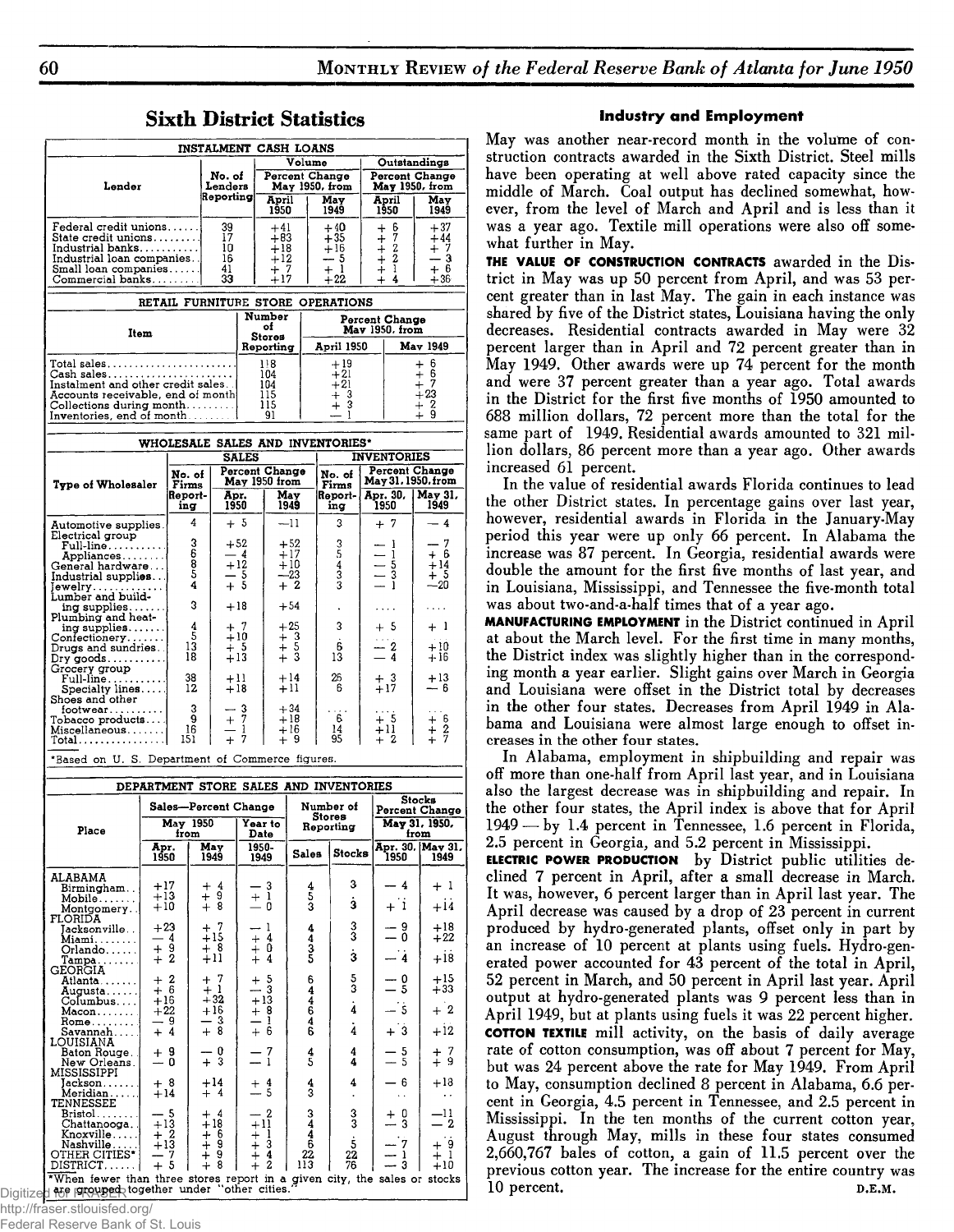## Sixth District Statistics

**INSTALMENT CASH LOANS**

| Lender | No. of Lenders Reporting | Volume Percent Change May 1950, from | | Outstandings Percent Change May 1950, from | |
|---|---|---|---|---|---|
| | | April 1950 | May 1949 | April 1950 | May 1949 |
| Federal credit unions | 39 | +41 | +40 | + 6 | +37 |
| State credit unions | 17 | +83 | +35 | + 7 | +44 |
| Industrial banks | 10 | +18 | +16 | + 2 | + 7 |
| Industrial loan companies | 16 | +12 | − 5 | + 2 | − 3 |
| Small loan companies | 41 | + 7 | + 1 | + 1 | + 6 |
| Commercial banks | 33 | +17 | +22 | + 4 | +36 |

**RETAIL FURNITURE STORE OPERATIONS**

| Item | Number of Stores Reporting | Percent Change May 1950, from | |
|---|---|---|---|
| | | April 1950 | May 1949 |
| Total sales | 118 | +19 | + 6 |
| Cash sales | 104 | +21 | + 6 |
| Instalment and other credit sales | 104 | +21 | + 7 |
| Accounts receivable, end of month | 115 | + 3 | +23 |
| Collections during month | 115 | + 3 | + 2 |
| Inventories, end of month | 91 | − 1 | + 9 |

**WHOLESALE SALES AND INVENTORIES***

| Type of Wholesaler | SALES No. of Firms Reporting | Percent Change May 1950 from | | INVENTORIES No. of Firms Reporting | Percent Change May 31, 1950, from | |
|---|---|---|---|---|---|---|
| | | Apr. 1950 | May 1949 | | Apr. 30, 1950 | May 31, 1949 |
| Automotive supplies | 4 | + 5 | −11 | 3 | + 7 | − 4 |
| Electrical group | | | | | | |
| Full-line | 3 | +52 | +52 | 3 | − 1 | − 7 |
| Appliances | 6 | − 4 | +17 | 5 | − 1 | + 6 |
| General hardware | 8 | +12 | +10 | 4 | − 5 | +14 |
| Industrial supplies | 5 | − 5 | −23 | 3 | − 3 | + 5 |
| Jewelry | 4 | + 5 | + 2 | 3 | − 1 | −20 |
| Lumber and building supplies | 3 | +18 | +54 | . | .... | .... |
| Plumbing and heating supplies | 4 | + 7 | +25 | 3 | + 5 | + 1 |
| Confectionery | 5 | +10 | + 3 | . | .... | .... |
| Drugs and sundries | 13 | + 5 | + 5 | 6 | − 2 | +10 |
| Dry goods | 18 | +13 | + 3 | 13 | − 4 | +16 |
| Grocery group | | | | | | |
| Full-line | 38 | +11 | +14 | 26 | + 3 | +13 |
| Specialty lines | 12 | +18 | +11 | 6 | +17 | − 6 |
| Shoes and other footwear | 3 | − 3 | +34 | .... | .... | .... |
| Tobacco products | 9 | + 7 | +18 | 6 | + 5 | + 6 |
| Miscellaneous | 16 | − 1 | +16 | 14 | +11 | + 2 |
| Total | 151 | + 7 | + 9 | 95 | + 2 | + 7 |

*Based on U. S. Department of Commerce figures.

**DEPARTMENT STORE SALES AND INVENTORIES**

| Place | Sales—Percent Change May 1950 from | | Year to Date | Number of Stores Reporting | | Stocks Percent Change May 31, 1950, from | |
|---|---|---|---|---|---|---|---|
| | Apr. 1950 | May 1949 | 1950-1949 | Sales | Stocks | Apr. 30, 1950 | May 31, 1949 |
| ALABAMA | | | | | | | |
| Birmingham | +17 | + 4 | − 3 | 4 | 3 | − 4 | + 1 |
| Mobile | +13 | + 9 | + 1 | 5 | . | .. | .. |
| Montgomery | +10 | + 8 | − 0 | 3 | 3 | + 1 | +14 |
| FLORIDA | | | | | | | |
| Jacksonville | +23 | + 7 | − 1 | 4 | 3 | − 9 | +18 |
| Miami | − 4 | +15 | + 4 | 4 | 3 | − 0 | +22 |
| Orlando | + 9 | + 8 | + 0 | 3 | . | .. | .. |
| Tampa | + 2 | +11 | + 4 | 5 | 3 | − 4 | +18 |
| GEORGIA | | | | | | | |
| Atlanta | + 2 | + 7 | + 5 | 6 | 5 | − 0 | +15 |
| Augusta | + 6 | + 1 | − 3 | 4 | 3 | − 5 | +33 |
| Columbus | +16 | +32 | +13 | 4 | . | .. | .. |
| Macon | +22 | +16 | + 8 | 6 | 4 | − 5 | + 2 |
| Rome | − 9 | − 3 | − 1 | 4 | . | .. | .. |
| Savannah | + 4 | + 8 | + 6 | 6 | 4 | + 3 | +12 |
| LOUISIANA | | | | | | | |
| Baton Rouge | + 9 | − 0 | − 7 | 4 | 4 | − 5 | + 7 |
| New Orleans | − 0 | + 3 | − 1 | 5 | 4 | − 5 | + 9 |
| MISSISSIPPI | | | | | | | |
| Jackson | + 8 | +14 | + 4 | 4 | 4 | − 6 | +18 |
| Meridian | +14 | + 4 | − 5 | 3 | . | .. | .. |
| TENNESSEE | | | | | | | |
| Bristol | − 5 | + 4 | − 2 | 3 | 3 | + 0 | −11 |
| Chattanooga | +13 | +18 | +11 | 4 | 3 | − 3 | − 2 |
| Knoxville | + 2 | + 6 | + 1 | 4 | . | .. | .. |
| Nashville | +13 | + 9 | + 3 | 6 | 5 | − 7 | + 9 |
| OTHER CITIES* | − 7 | + 9 | + 4 | 22 | 22 | − 1 | + 1 |
| DISTRICT | + 5 | + 8 | + 2 | 113 | 76 | − 3 | +10 |

*When fewer than three stores report in a given city, the sales or stocks are grouped together under "other cities."

### Industry and Employment

May was another near-record month in the volume of construction contracts awarded in the Sixth District. Steel mills have been operating at well above rated capacity since the middle of March. Coal output has declined somewhat, however, from the level of March and April and is less than it was a year ago. Textile mill operations were also off somewhat further in May.

**THE VALUE OF CONSTRUCTION CONTRACTS** awarded in the District in May was up 50 percent from April, and was 53 percent greater than in last May. The gain in each instance was shared by five of the District states, Louisiana having the only decreases. Residential contracts awarded in May were 32 percent larger than in April and 72 percent greater than in May 1949. Other awards were up 74 percent for the month and were 37 percent greater than a year ago. Total awards in the District for the first five months of 1950 amounted to 688 million dollars, 72 percent more than the total for the same part of 1949. Residential awards amounted to 321 million dollars, 86 percent more than a year ago. Other awards increased 61 percent.

In the value of residential awards Florida continues to lead the other District states. In percentage gains over last year, however, residential awards in Florida in the January-May period this year were up only 66 percent. In Alabama the increase was 87 percent. In Georgia, residential awards were double the amount for the first five months of last year, and in Louisiana, Mississippi, and Tennessee the five-month total was about two-and-a-half times that of a year ago.

**MANUFACTURING EMPLOYMENT** in the District continued in April at about the March level. For the first time in many months, the District index was slightly higher than in the corresponding month a year earlier. Slight gains over March in Georgia and Louisiana were offset in the District total by decreases in the other four states. Decreases from April 1949 in Alabama and Louisiana were almost large enough to offset increases in the other four states.

In Alabama, employment in shipbuilding and repair was off more than one-half from April last year, and in Louisiana also the largest decrease was in shipbuilding and repair. In the other four states, the April index is above that for April 1949 — by 1.4 percent in Tennessee, 1.6 percent in Florida, 2.5 percent in Georgia, and 5.2 percent in Mississippi.

**ELECTRIC POWER PRODUCTION** by District public utilities declined 7 percent in April, after a small decrease in March. It was, however, 6 percent larger than in April last year. The April decrease was caused by a drop of 23 percent in current produced by hydro-generated plants, offset only in part by an increase of 10 percent at plants using fuels. Hydro-generated power accounted for 43 percent of the total in April, 52 percent in March, and 50 percent in April last year. April output at hydro-generated plants was 9 percent less than in April 1949, but at plants using fuels it was 22 percent higher.

**COTTON TEXTILE** mill activity, on the basis of daily average rate of cotton consumption, was off about 7 percent for May, but was 24 percent above the rate for May 1949. From April to May, consumption declined 8 percent in Alabama, 6.6 percent in Georgia, 4.5 percent in Tennessee, and 2.5 percent in Mississippi. In the ten months of the current cotton year, August through May, mills in these four states consumed 2,660,767 bales of cotton, a gain of 11.5 percent over the previous cotton year. The increase for the entire country was 10 percent.

D.E.M.